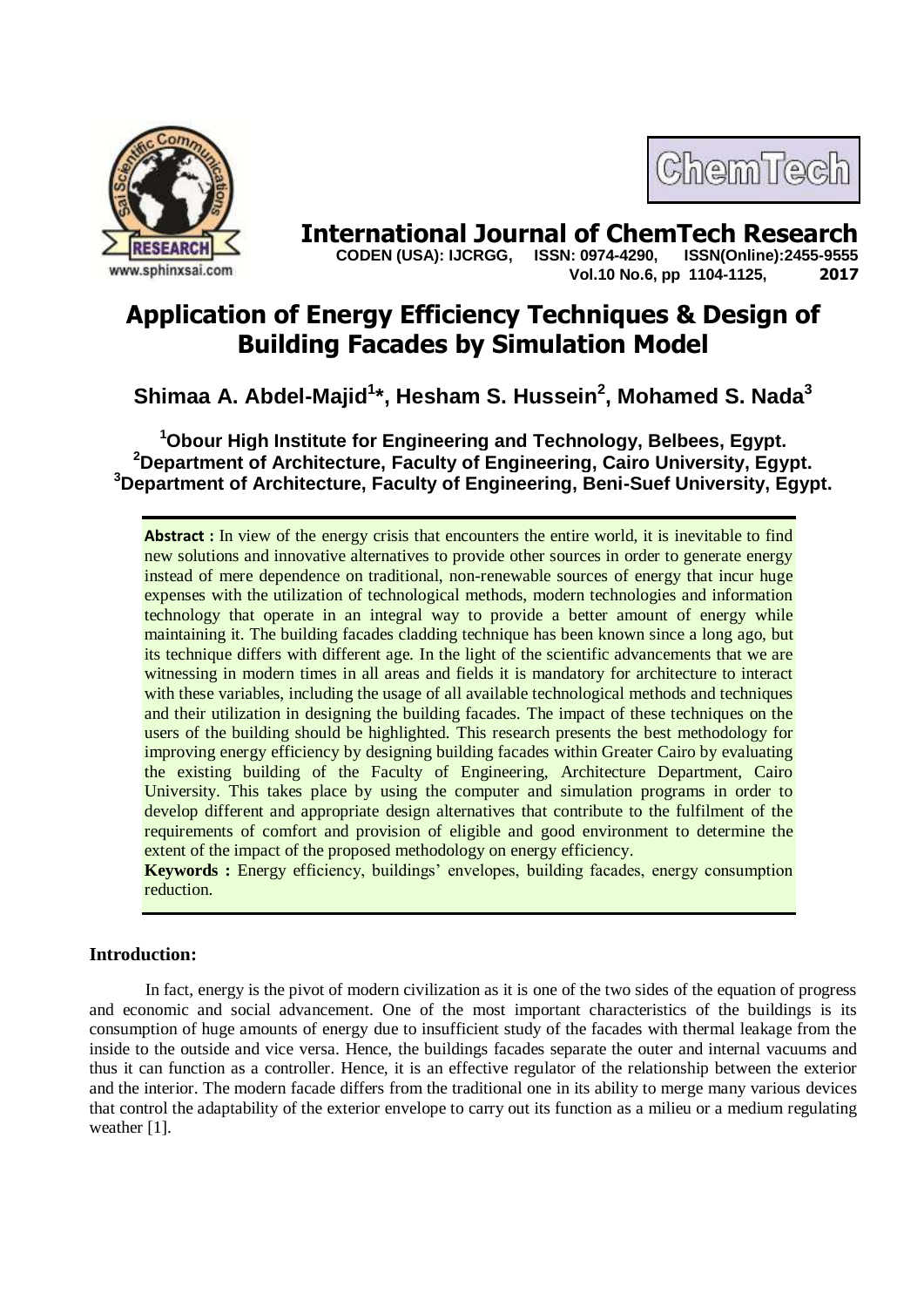# Application of Energy Efficiency Techniques & Design of Building Facades by Simulation Model

**Shimaa A. Abdel-Majid[1]*, Hesham S. Hussein[2], Mohamed S. Nada[3]**

[1]Obour High Institute for Engineering and Technology, Belbees, Egypt.
[2]Department of Architecture, Faculty of Engineering, Cairo University, Egypt.
[3]Department of Architecture, Faculty of Engineering, Beni-Suef University, Egypt.

**Abstract :** In view of the energy crisis that encounters the entire world, it is inevitable to find new solutions and innovative alternatives to provide other sources in order to generate energy instead of mere dependence on traditional, non-renewable sources of energy that incur huge expenses with the utilization of technological methods, modern technologies and information technology that operate in an integral way to provide a better amount of energy while maintaining it. The building facades cladding technique has been known since a long ago, but its technique differs with different age. In the light of the scientific advancements that we are witnessing in modern times in all areas and fields it is mandatory for architecture to interact with these variables, including the usage of all available technological methods and techniques and their utilization in designing the building facades. The impact of these techniques on the users of the building should be highlighted. This research presents the best methodology for improving energy efficiency by designing building facades within Greater Cairo by evaluating the existing building of the Faculty of Engineering, Architecture Department, Cairo University. This takes place by using the computer and simulation programs in order to develop different and appropriate design alternatives that contribute to the fulfilment of the requirements of comfort and provision of eligible and good environment to determine the extent of the impact of the proposed methodology on energy efficiency.

**Keywords :** Energy efficiency, buildings' envelopes, building facades, energy consumption reduction.

## Introduction:

In fact, energy is the pivot of modern civilization as it is one of the two sides of the equation of progress and economic and social advancement. One of the most important characteristics of the buildings is its consumption of huge amounts of energy due to insufficient study of the facades with thermal leakage from the inside to the outside and vice versa. Hence, the buildings facades separate the outer and internal vacuums and thus it can function as a controller. Hence, it is an effective regulator of the relationship between the exterior and the interior. The modern facade differs from the traditional one in its ability to merge many various devices that control the adaptability of the exterior envelope to carry out its function as a milieu or a medium regulating weather [1].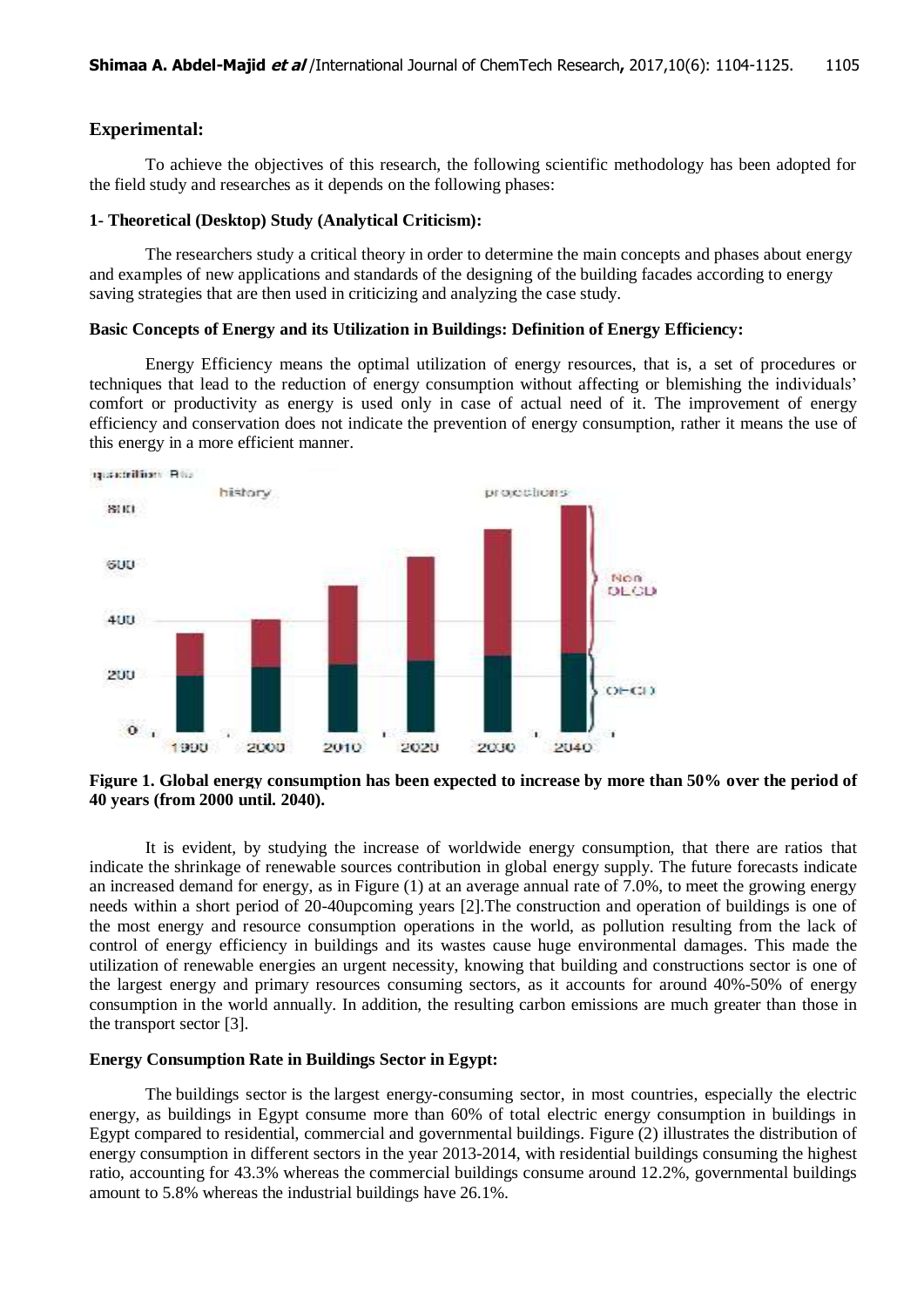## Experimental:

To achieve the objectives of this research, the following scientific methodology has been adopted for the field study and researches as it depends on the following phases:

### 1- Theoretical (Desktop) Study (Analytical Criticism):

The researchers study a critical theory in order to determine the main concepts and phases about energy and examples of new applications and standards of the designing of the building facades according to energy saving strategies that are then used in criticizing and analyzing the case study.

### Basic Concepts of Energy and its Utilization in Buildings: Definition of Energy Efficiency:

Energy Efficiency means the optimal utilization of energy resources, that is, a set of procedures or techniques that lead to the reduction of energy consumption without affecting or blemishing the individuals' comfort or productivity as energy is used only in case of actual need of it. The improvement of energy efficiency and conservation does not indicate the prevention of energy consumption, rather it means the use of this energy in a more efficient manner.

**Figure 1. Global energy consumption has been expected to increase by more than 50% over the period of 40 years (from 2000 until. 2040).**

It is evident, by studying the increase of worldwide energy consumption, that there are ratios that indicate the shrinkage of renewable sources contribution in global energy supply. The future forecasts indicate an increased demand for energy, as in Figure (1) at an average annual rate of 7.0%, to meet the growing energy needs within a short period of 20-40upcoming years [2].The construction and operation of buildings is one of the most energy and resource consumption operations in the world, as pollution resulting from the lack of control of energy efficiency in buildings and its wastes cause huge environmental damages. This made the utilization of renewable energies an urgent necessity, knowing that building and constructions sector is one of the largest energy and primary resources consuming sectors, as it accounts for around 40%-50% of energy consumption in the world annually. In addition, the resulting carbon emissions are much greater than those in the transport sector [3].

### Energy Consumption Rate in Buildings Sector in Egypt:

The buildings sector is the largest energy-consuming sector, in most countries, especially the electric energy, as buildings in Egypt consume more than 60% of total electric energy consumption in buildings in Egypt compared to residential, commercial and governmental buildings. Figure (2) illustrates the distribution of energy consumption in different sectors in the year 2013-2014, with residential buildings consuming the highest ratio, accounting for 43.3% whereas the commercial buildings consume around 12.2%, governmental buildings amount to 5.8% whereas the industrial buildings have 26.1%.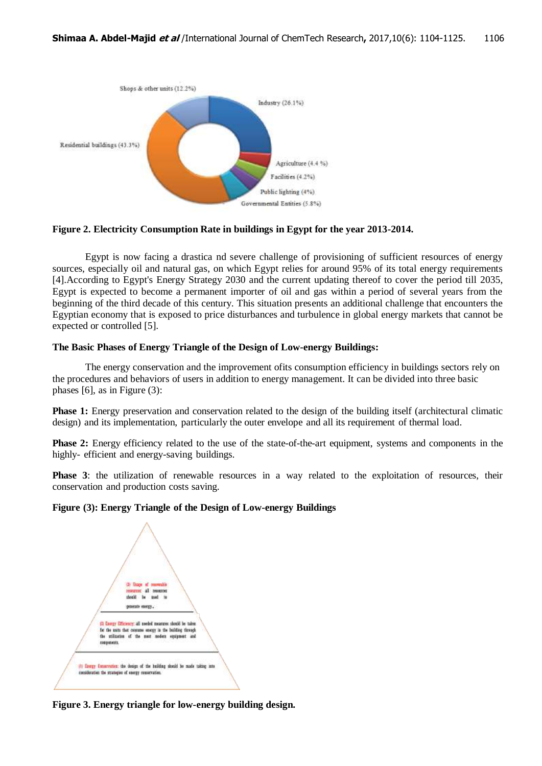Shops & other units (12.2%)

Industry (26.1%)

Residential buildings (43.3%)

Agriculture (4.4 %)

Facilities (4.2%)

Public lighting (4%)

Governmental Entities (5.8%)

**Figure 2. Electricity Consumption Rate in buildings in Egypt for the year 2013-2014.**

Egypt is now facing a drastica nd severe challenge of provisioning of sufficient resources of energy sources, especially oil and natural gas, on which Egypt relies for around 95% of its total energy requirements [4].According to Egypt's Energy Strategy 2030 and the current updating thereof to cover the period till 2035, Egypt is expected to become a permanent importer of oil and gas within a period of several years from the beginning of the third decade of this century. This situation presents an additional challenge that encounters the Egyptian economy that is exposed to price disturbances and turbulence in global energy markets that cannot be expected or controlled [5].

**The Basic Phases of Energy Triangle of the Design of Low-energy Buildings:**

The energy conservation and the improvement ofits consumption efficiency in buildings sectors rely on the procedures and behaviors of users in addition to energy management. It can be divided into three basic phases [6], as in Figure (3):

**Phase 1:** Energy preservation and conservation related to the design of the building itself (architectural climatic design) and its implementation, particularly the outer envelope and all its requirement of thermal load.

**Phase 2:** Energy efficiency related to the use of the state-of-the-art equipment, systems and components in the highly- efficient and energy-saving buildings.

**Phase 3**: the utilization of renewable resources in a way related to the exploitation of resources, their conservation and production costs saving.

**Figure (3): Energy Triangle of the Design of Low-energy Buildings**

(3) Usage of renewable resources: all resources should be used to generate energy.

(2) Energy Efficiency: all needed measures should be taken for the units that consume energy in the building through the utilization of the most modern equipment and components.

(1) Energy Conservation: the design of the building should be made taking into consideration the strategies of energy conservation.

**Figure 3. Energy triangle for low-energy building design.**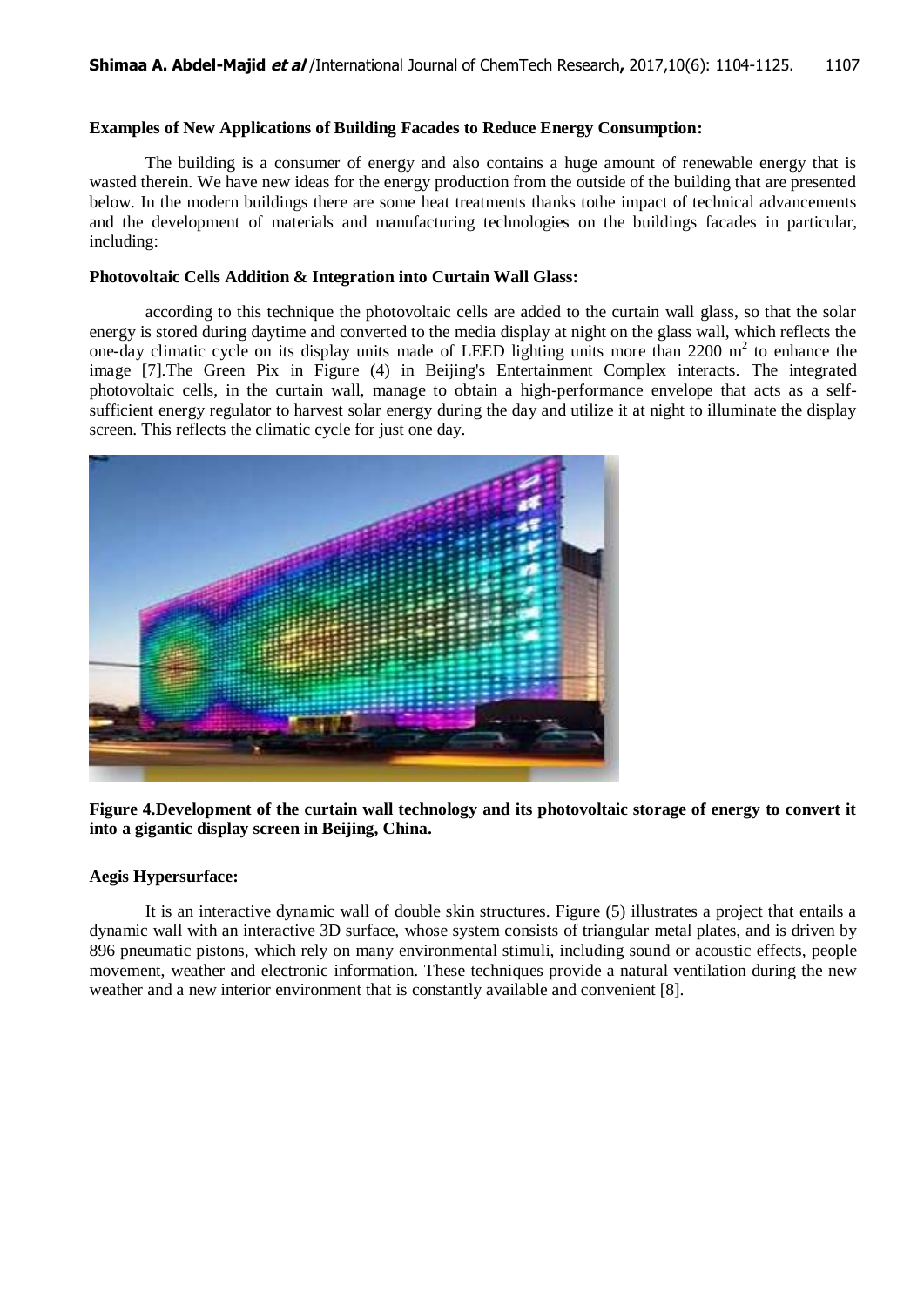**Examples of New Applications of Building Facades to Reduce Energy Consumption:**

The building is a consumer of energy and also contains a huge amount of renewable energy that is wasted therein. We have new ideas for the energy production from the outside of the building that are presented below. In the modern buildings there are some heat treatments thanks tothe impact of technical advancements and the development of materials and manufacturing technologies on the buildings facades in particular, including:

**Photovoltaic Cells Addition & Integration into Curtain Wall Glass:**

according to this technique the photovoltaic cells are added to the curtain wall glass, so that the solar energy is stored during daytime and converted to the media display at night on the glass wall, which reflects the one-day climatic cycle on its display units made of LEED lighting units more than 2200 $m^2$ to enhance the image [7].The Green Pix in Figure (4) in Beijing's Entertainment Complex interacts. The integrated photovoltaic cells, in the curtain wall, manage to obtain a high-performance envelope that acts as a self-sufficient energy regulator to harvest solar energy during the day and utilize it at night to illuminate the display screen. This reflects the climatic cycle for just one day.

**Figure 4.Development of the curtain wall technology and its photovoltaic storage of energy to convert it into a gigantic display screen in Beijing, China.**

**Aegis Hypersurface:**

It is an interactive dynamic wall of double skin structures. Figure (5) illustrates a project that entails a dynamic wall with an interactive 3D surface, whose system consists of triangular metal plates, and is driven by 896 pneumatic pistons, which rely on many environmental stimuli, including sound or acoustic effects, people movement, weather and electronic information. These techniques provide a natural ventilation during the new weather and a new interior environment that is constantly available and convenient [8].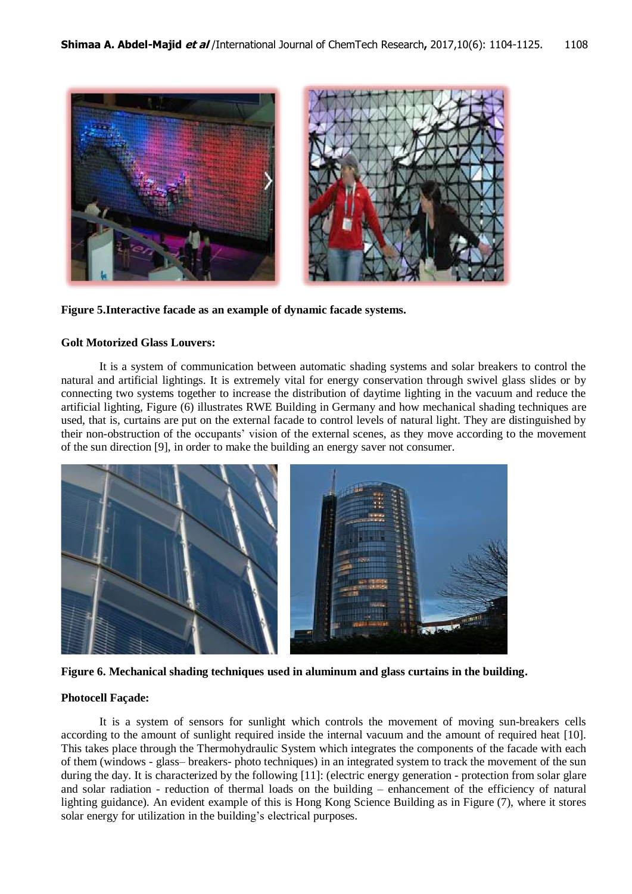**Figure 5.Interactive facade as an example of dynamic facade systems.**

**Golt Motorized Glass Louvers:**

It is a system of communication between automatic shading systems and solar breakers to control the natural and artificial lightings. It is extremely vital for energy conservation through swivel glass slides or by connecting two systems together to increase the distribution of daytime lighting in the vacuum and reduce the artificial lighting, Figure (6) illustrates RWE Building in Germany and how mechanical shading techniques are used, that is, curtains are put on the external facade to control levels of natural light. They are distinguished by their non-obstruction of the occupants' vision of the external scenes, as they move according to the movement of the sun direction [9], in order to make the building an energy saver not consumer.

**Figure 6. Mechanical shading techniques used in aluminum and glass curtains in the building.**

**Photocell Façade:**

It is a system of sensors for sunlight which controls the movement of moving sun-breakers cells according to the amount of sunlight required inside the internal vacuum and the amount of required heat [10]. This takes place through the Thermohydraulic System which integrates the components of the facade with each of them (windows - glass– breakers- photo techniques) in an integrated system to track the movement of the sun during the day. It is characterized by the following [11]: (electric energy generation - protection from solar glare and solar radiation - reduction of thermal loads on the building – enhancement of the efficiency of natural lighting guidance). An evident example of this is Hong Kong Science Building as in Figure (7), where it stores solar energy for utilization in the building's electrical purposes.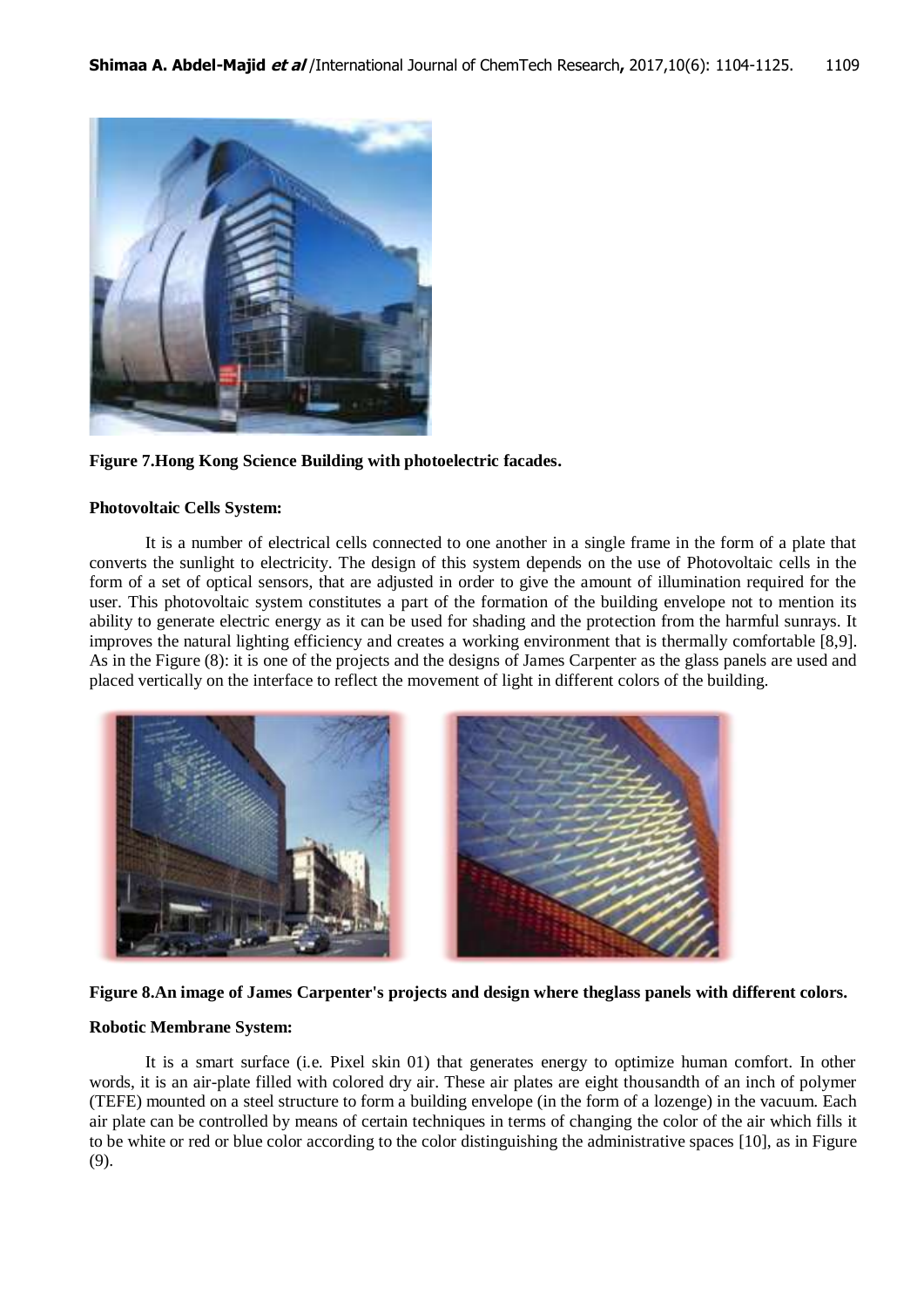**Figure 7.Hong Kong Science Building with photoelectric facades.**

**Photovoltaic Cells System:**

It is a number of electrical cells connected to one another in a single frame in the form of a plate that converts the sunlight to electricity. The design of this system depends on the use of Photovoltaic cells in the form of a set of optical sensors, that are adjusted in order to give the amount of illumination required for the user. This photovoltaic system constitutes a part of the formation of the building envelope not to mention its ability to generate electric energy as it can be used for shading and the protection from the harmful sunrays. It improves the natural lighting efficiency and creates a working environment that is thermally comfortable [8,9]. As in the Figure (8): it is one of the projects and the designs of James Carpenter as the glass panels are used and placed vertically on the interface to reflect the movement of light in different colors of the building.

**Figure 8.An image of James Carpenter's projects and design where theglass panels with different colors.**

**Robotic Membrane System:**

It is a smart surface (i.e. Pixel skin 01) that generates energy to optimize human comfort. In other words, it is an air-plate filled with colored dry air. These air plates are eight thousandth of an inch of polymer (TEFE) mounted on a steel structure to form a building envelope (in the form of a lozenge) in the vacuum. Each air plate can be controlled by means of certain techniques in terms of changing the color of the air which fills it to be white or red or blue color according to the color distinguishing the administrative spaces [10], as in Figure (9).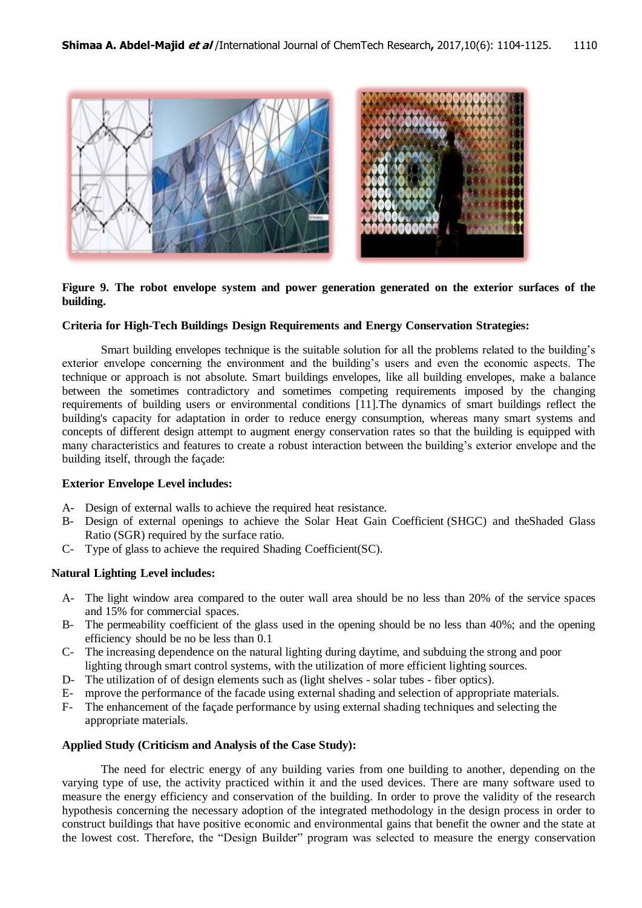**Figure 9. The robot envelope system and power generation generated on the exterior surfaces of the building.**

**Criteria for High-Tech Buildings Design Requirements and Energy Conservation Strategies:**

Smart building envelopes technique is the suitable solution for all the problems related to the building's exterior envelope concerning the environment and the building's users and even the economic aspects. The technique or approach is not absolute. Smart buildings envelopes, like all building envelopes, make a balance between the sometimes contradictory and sometimes competing requirements imposed by the changing requirements of building users or environmental conditions [11].The dynamics of smart buildings reflect the building's capacity for adaptation in order to reduce energy consumption, whereas many smart systems and concepts of different design attempt to augment energy conservation rates so that the building is equipped with many characteristics and features to create a robust interaction between the building's exterior envelope and the building itself, through the façade:

**Exterior Envelope Level includes:**

A- Design of external walls to achieve the required heat resistance.
B- Design of external openings to achieve the Solar Heat Gain Coefficient (SHGC) and theShaded Glass Ratio (SGR) required by the surface ratio.
C- Type of glass to achieve the required Shading Coefficient(SC).

**Natural Lighting Level includes:**

A- The light window area compared to the outer wall area should be no less than 20% of the service spaces and 15% for commercial spaces.
B- The permeability coefficient of the glass used in the opening should be no less than 40%; and the opening efficiency should be no be less than 0.1
C- The increasing dependence on the natural lighting during daytime, and subduing the strong and poor lighting through smart control systems, with the utilization of more efficient lighting sources.
D- The utilization of of design elements such as (light shelves - solar tubes - fiber optics).
E- mprove the performance of the facade using external shading and selection of appropriate materials.
F- The enhancement of the façade performance by using external shading techniques and selecting the appropriate materials.

**Applied Study (Criticism and Analysis of the Case Study):**

The need for electric energy of any building varies from one building to another, depending on the varying type of use, the activity practiced within it and the used devices. There are many software used to measure the energy efficiency and conservation of the building. In order to prove the validity of the research hypothesis concerning the necessary adoption of the integrated methodology in the design process in order to construct buildings that have positive economic and environmental gains that benefit the owner and the state at the lowest cost. Therefore, the "Design Builder" program was selected to measure the energy conservation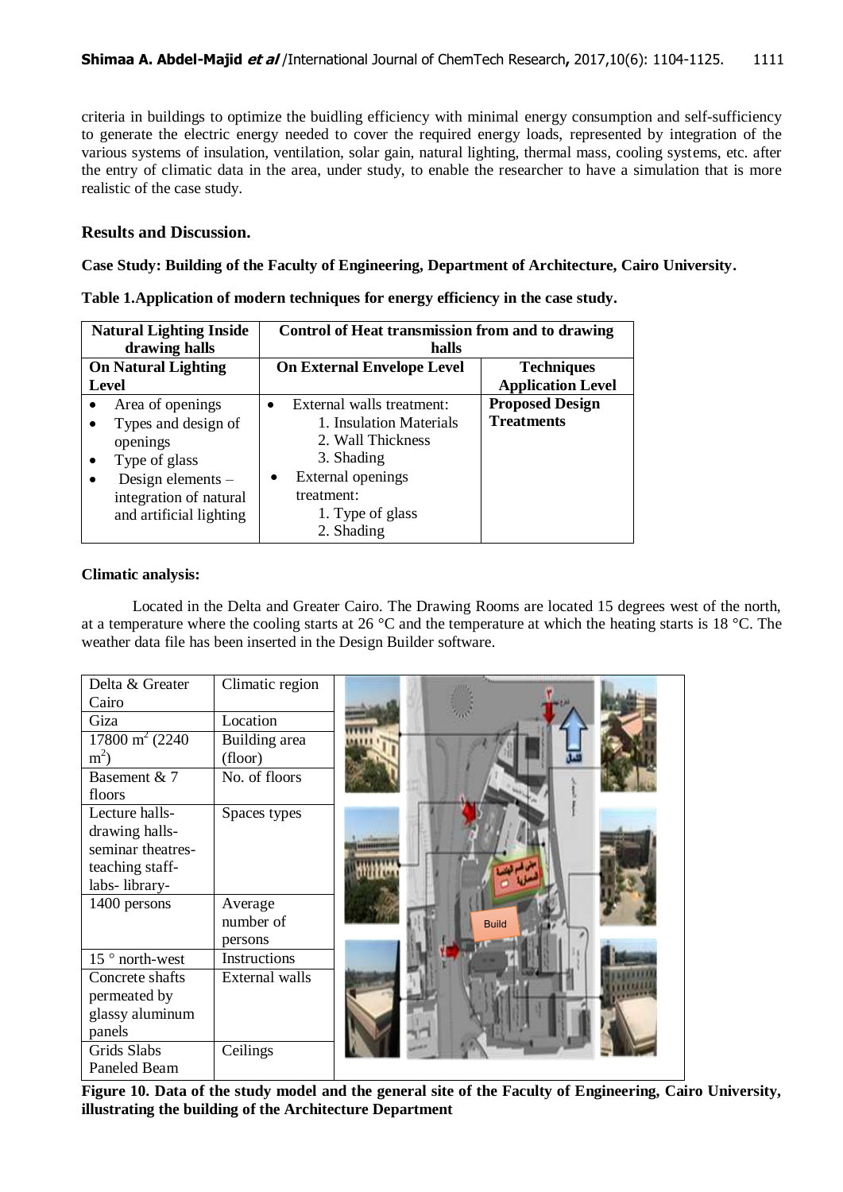criteria in buildings to optimize the buidling efficiency with minimal energy consumption and self-sufficiency to generate the electric energy needed to cover the required energy loads, represented by integration of the various systems of insulation, ventilation, solar gain, natural lighting, thermal mass, cooling systems, etc. after the entry of climatic data in the area, under study, to enable the researcher to have a simulation that is more realistic of the case study.

## Results and Discussion.

**Case Study: Building of the Faculty of Engineering, Department of Architecture, Cairo University.**

**Table 1.Application of modern techniques for energy efficiency in the case study.**

| Natural Lighting Inside drawing halls | Control of Heat transmission from and to drawing halls | |
|---|---|---|
| **On Natural Lighting Level** | **On External Envelope Level** | **Techniques Application Level** |
| • Area of openings<br>• Types and design of openings<br>• Type of glass<br>• Design elements – integration of natural and artificial lighting | • External walls treatment:<br>1. Insulation Materials<br>2. Wall Thickness<br>3. Shading<br>• External openings treatment:<br>1. Type of glass<br>2. Shading | **Proposed Design Treatments** |

**Climatic analysis:**

Located in the Delta and Greater Cairo. The Drawing Rooms are located 15 degrees west of the north, at a temperature where the cooling starts at 26 °C and the temperature at which the heating starts is 18 °C. The weather data file has been inserted in the Design Builder software.

| | |
|---|---|
| Delta & Greater Cairo | Climatic region |
| Giza | Location |
| 17800 $m^2$ (2240 $m^2$) | Building area (floor) |
| Basement & 7 floors | No. of floors |
| Lecture halls- drawing halls- seminar theatres- teaching staff- labs- library- | Spaces types |
| 1400 persons | Average number of persons |
| 15 ° north-west | Instructions |
| Concrete shafts permeated by glassy aluminum panels | External walls |
| Grids Slabs Paneled Beam | Ceilings |

**Figure 10. Data of the study model and the general site of the Faculty of Engineering, Cairo University, illustrating the building of the Architecture Department**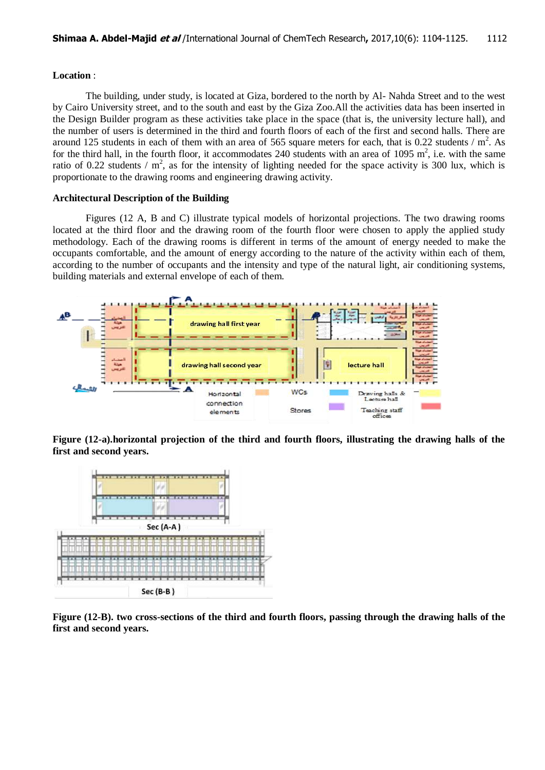**Location** :

The building, under study, is located at Giza, bordered to the north by Al- Nahda Street and to the west by Cairo University street, and to the south and east by the Giza Zoo.All the activities data has been inserted in the Design Builder program as these activities take place in the space (that is, the university lecture hall), and the number of users is determined in the third and fourth floors of each of the first and second halls. There are around 125 students in each of them with an area of 565 square meters for each, that is 0.22 students / $m^2$. As for the third hall, in the fourth floor, it accommodates 240 students with an area of 1095 $m^2$, i.e. with the same ratio of 0.22 students / $m^2$, as for the intensity of lighting needed for the space activity is 300 lux, which is proportionate to the drawing rooms and engineering drawing activity.

**Architectural Description of the Building**

Figures (12 A, B and C) illustrate typical models of horizontal projections. The two drawing rooms located at the third floor and the drawing room of the fourth floor were chosen to apply the applied study methodology. Each of the drawing rooms is different in terms of the amount of energy needed to make the occupants comfortable, and the amount of energy according to the nature of the activity within each of them, according to the number of occupants and the intensity and type of the natural light, air conditioning systems, building materials and external envelope of each of them.

**Figure (12-a).horizontal projection of the third and fourth floors, illustrating the drawing halls of the first and second years.**

**Figure (12-B). two cross-sections of the third and fourth floors, passing through the drawing halls of the first and second years.**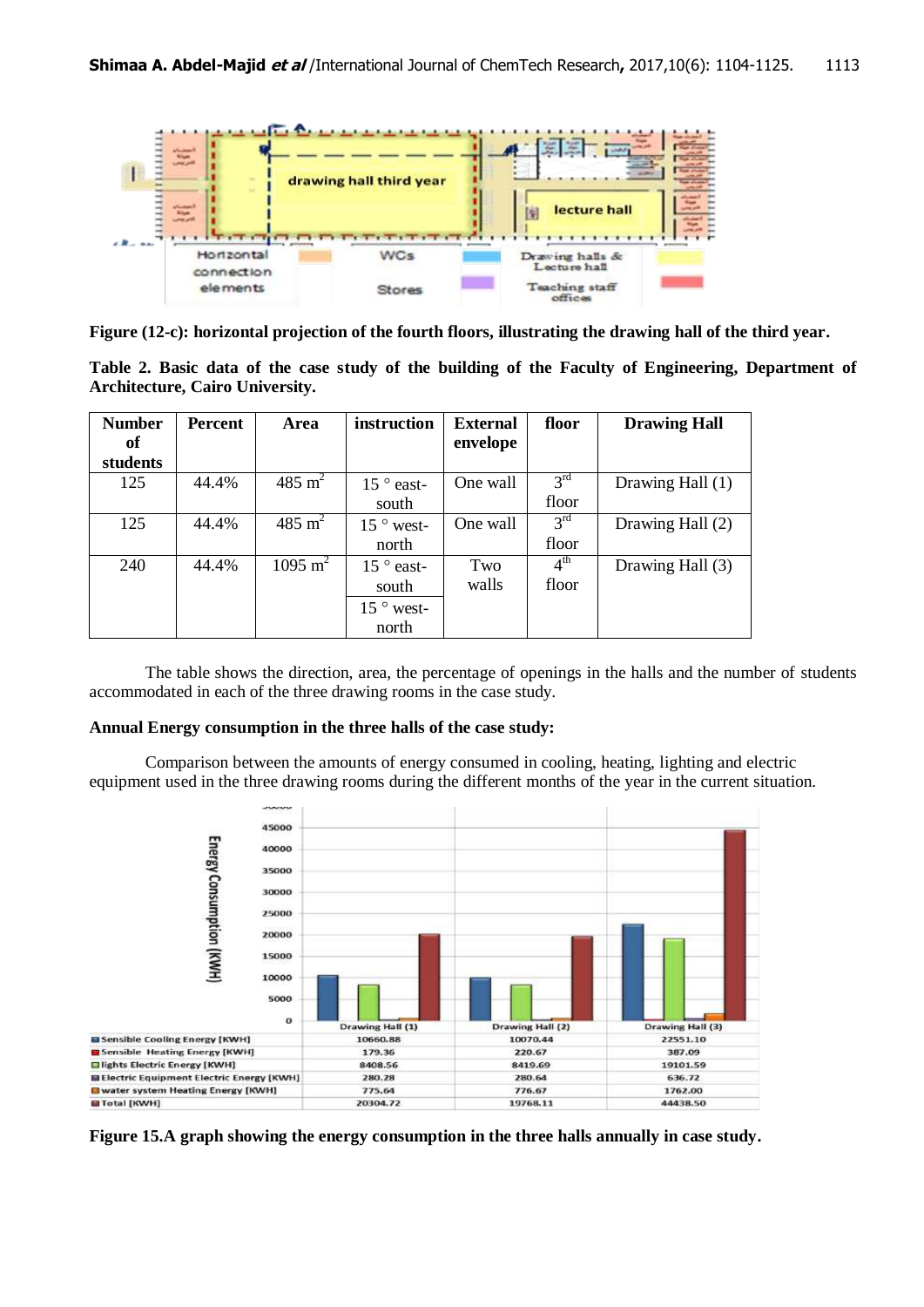**Figure (12-c): horizontal projection of the fourth floors, illustrating the drawing hall of the third year.**

**Table 2. Basic data of the case study of the building of the Faculty of Engineering, Department of Architecture, Cairo University.**

| Number of students | Percent | Area | instruction | External envelope | floor | Drawing Hall |
|---|---|---|---|---|---|---|
| 125 | 44.4% | 485 $m^2$ | 15 ° east-south | One wall | 3rd floor | Drawing Hall (1) |
| 125 | 44.4% | 485 $m^2$ | 15 ° west-north | One wall | 3rd floor | Drawing Hall (2) |
| 240 | 44.4% | 1095 $m^2$ | 15 ° east-south<br>15 ° west-north | Two walls | 4th floor | Drawing Hall (3) |

The table shows the direction, area, the percentage of openings in the halls and the number of students accommodated in each of the three drawing rooms in the case study.

**Annual Energy consumption in the three halls of the case study:**

Comparison between the amounts of energy consumed in cooling, heating, lighting and electric equipment used in the three drawing rooms during the different months of the year in the current situation.

| | Drawing Hall (1) | Drawing Hall (2) | Drawing Hall (3) |
|---|---|---|---|
| Sensible Cooling Energy [KWH] | 10660.88 | 10070.44 | 22551.10 |
| Sensible Heating Energy [KWH] | 179.36 | 220.67 | 387.09 |
| lights Electric Energy [KWH] | 8408.56 | 8419.69 | 19101.59 |
| Electric Equipment Electric Energy [KWH] | 280.28 | 280.64 | 636.72 |
| water system Heating Energy [KWH] | 775.64 | 776.67 | 1762.00 |
| Total [KWH] | 20304.72 | 19768.11 | 44438.50 |

**Figure 15.A graph showing the energy consumption in the three halls annually in case study.**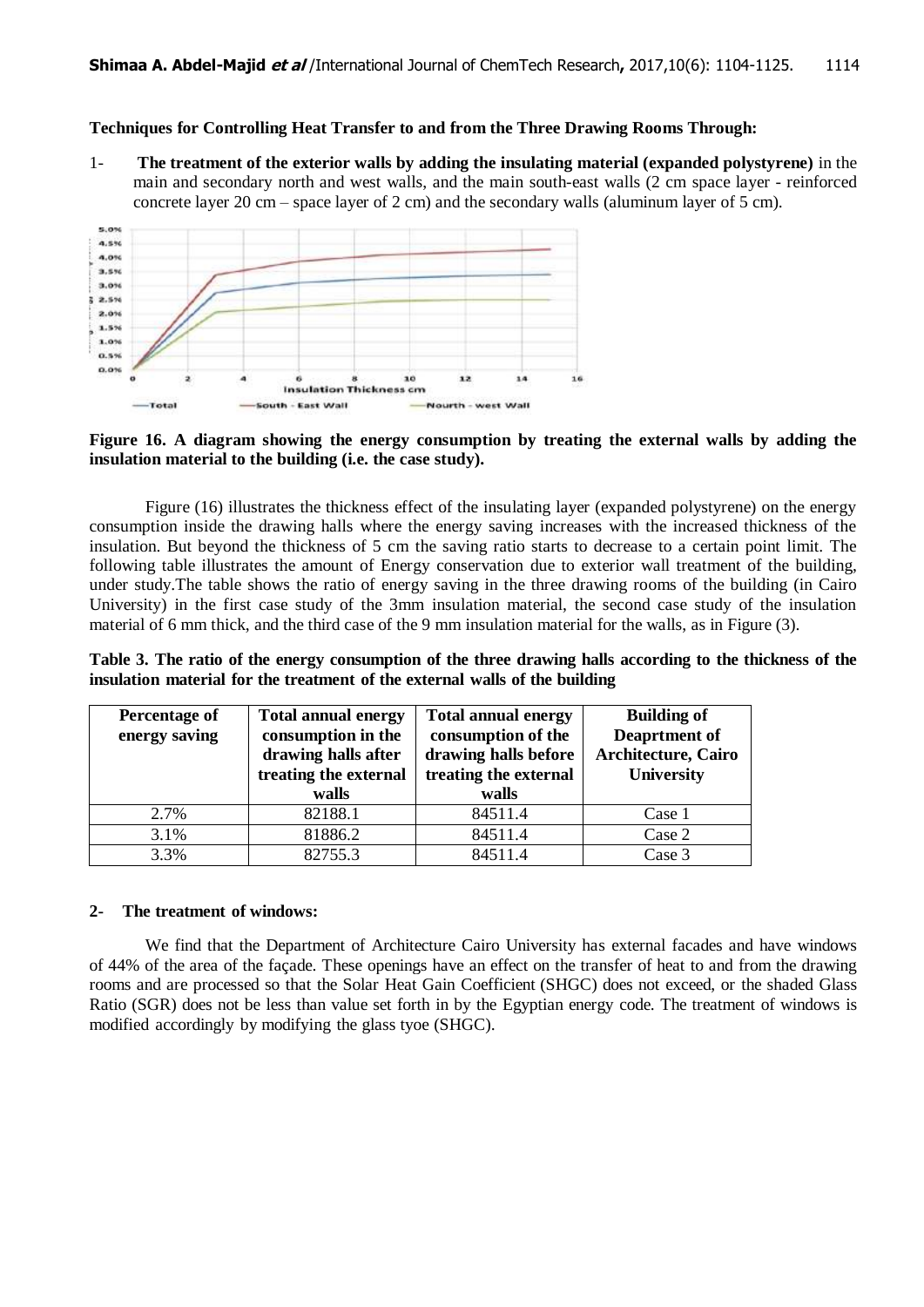**Techniques for Controlling Heat Transfer to and from the Three Drawing Rooms Through:**

1- **The treatment of the exterior walls by adding the insulating material (expanded polystyrene)** in the main and secondary north and west walls, and the main south-east walls (2 cm space layer - reinforced concrete layer 20 cm – space layer of 2 cm) and the secondary walls (aluminum layer of 5 cm).

**Figure 16. A diagram showing the energy consumption by treating the external walls by adding the insulation material to the building (i.e. the case study).**

Figure (16) illustrates the thickness effect of the insulating layer (expanded polystyrene) on the energy consumption inside the drawing halls where the energy saving increases with the increased thickness of the insulation. But beyond the thickness of 5 cm the saving ratio starts to decrease to a certain point limit. The following table illustrates the amount of Energy conservation due to exterior wall treatment of the building, under study.The table shows the ratio of energy saving in the three drawing rooms of the building (in Cairo University) in the first case study of the 3mm insulation material, the second case study of the insulation material of 6 mm thick, and the third case of the 9 mm insulation material for the walls, as in Figure (3).

**Table 3. The ratio of the energy consumption of the three drawing halls according to the thickness of the insulation material for the treatment of the external walls of the building**

| Percentage of energy saving | Total annual energy consumption in the drawing halls after treating the external walls | Total annual energy consumption of the drawing halls before treating the external walls | Building of Deaprtment of Architecture, Cairo University |
|---|---|---|---|
| 2.7% | 82188.1 | 84511.4 | Case 1 |
| 3.1% | 81886.2 | 84511.4 | Case 2 |
| 3.3% | 82755.3 | 84511.4 | Case 3 |

**2- The treatment of windows:**

We find that the Department of Architecture Cairo University has external facades and have windows of 44% of the area of the façade. These openings have an effect on the transfer of heat to and from the drawing rooms and are processed so that the Solar Heat Gain Coefficient (SHGC) does not exceed, or the shaded Glass Ratio (SGR) does not be less than value set forth in by the Egyptian energy code. The treatment of windows is modified accordingly by modifying the glass tyoe (SHGC).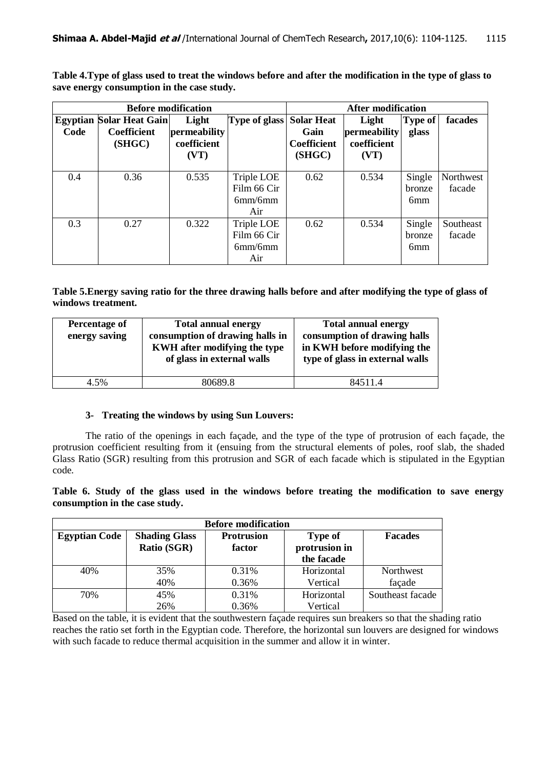**Table 4.Type of glass used to treat the windows before and after the modification in the type of glass to save energy consumption in the case study.**

| Before modification | | | | After modification | | | |
|---|---|---|---|---|---|---|---|
| Egyptian Code | Solar Heat Gain Coefficient (SHGC) | Light permeability coefficient (VT) | Type of glass | Solar Heat Gain Coefficient (SHGC) | Light permeability coefficient (VT) | Type of glass | facades |
| 0.4 | 0.36 | 0.535 | Triple LOE Film 66 Cir 6mm/6mm Air | 0.62 | 0.534 | Single bronze 6mm | Northwest facade |
| 0.3 | 0.27 | 0.322 | Triple LOE Film 66 Cir 6mm/6mm Air | 0.62 | 0.534 | Single bronze 6mm | Southeast facade |

**Table 5.Energy saving ratio for the three drawing halls before and after modifying the type of glass of windows treatment.**

| Percentage of energy saving | Total annual energy consumption of drawing halls in KWH after modifying the type of glass in external walls | Total annual energy consumption of drawing halls in KWH before modifying the type of glass in external walls |
|---|---|---|
| 4.5% | 80689.8 | 84511.4 |

### 3- Treating the windows by using Sun Louvers:

The ratio of the openings in each façade, and the type of the type of protrusion of each façade, the protrusion coefficient resulting from it (ensuing from the structural elements of poles, roof slab, the shaded Glass Ratio (SGR) resulting from this protrusion and SGR of each facade which is stipulated in the Egyptian code.

**Table 6. Study of the glass used in the windows before treating the modification to save energy consumption in the case study.**

| Before modification | | | | |
|---|---|---|---|---|
| Egyptian Code | Shading Glass Ratio (SGR) | Protrusion factor | Type of protrusion in the facade | Facades |
| 40% | 35% | 0.31% | Horizontal | Northwest façade |
| | 40% | 0.36% | Vertical | |
| 70% | 45% | 0.31% | Horizontal | Southeast facade |
| | 26% | 0.36% | Vertical | |

Based on the table, it is evident that the southwestern façade requires sun breakers so that the shading ratio reaches the ratio set forth in the Egyptian code. Therefore, the horizontal sun louvers are designed for windows with such facade to reduce thermal acquisition in the summer and allow it in winter.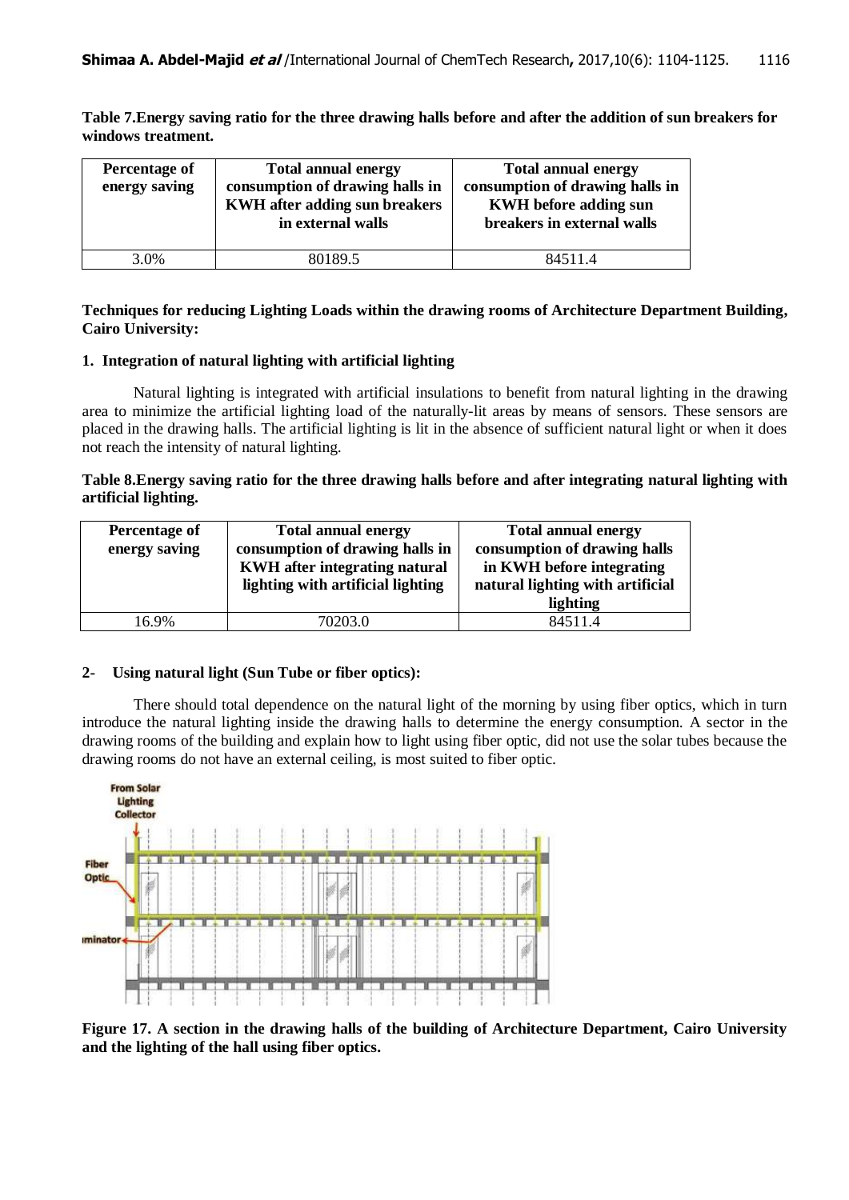**Table 7.Energy saving ratio for the three drawing halls before and after the addition of sun breakers for windows treatment.**

| Percentage of energy saving | Total annual energy consumption of drawing halls in KWH after adding sun breakers in external walls | Total annual energy consumption of drawing halls in KWH before adding sun breakers in external walls |
|---|---|---|
| 3.0% | 80189.5 | 84511.4 |

**Techniques for reducing Lighting Loads within the drawing rooms of Architecture Department Building, Cairo University:**

**1. Integration of natural lighting with artificial lighting**

Natural lighting is integrated with artificial insulations to benefit from natural lighting in the drawing area to minimize the artificial lighting load of the naturally-lit areas by means of sensors. These sensors are placed in the drawing halls. The artificial lighting is lit in the absence of sufficient natural light or when it does not reach the intensity of natural lighting.

**Table 8.Energy saving ratio for the three drawing halls before and after integrating natural lighting with artificial lighting.**

| Percentage of energy saving | Total annual energy consumption of drawing halls in KWH after integrating natural lighting with artificial lighting | Total annual energy consumption of drawing halls in KWH before integrating natural lighting with artificial lighting |
|---|---|---|
| 16.9% | 70203.0 | 84511.4 |

**2- Using natural light (Sun Tube or fiber optics):**

There should total dependence on the natural light of the morning by using fiber optics, which in turn introduce the natural lighting inside the drawing halls to determine the energy consumption. A sector in the drawing rooms of the building and explain how to light using fiber optic, did not use the solar tubes because the drawing rooms do not have an external ceiling, is most suited to fiber optic.

**Figure 17. A section in the drawing halls of the building of Architecture Department, Cairo University and the lighting of the hall using fiber optics.**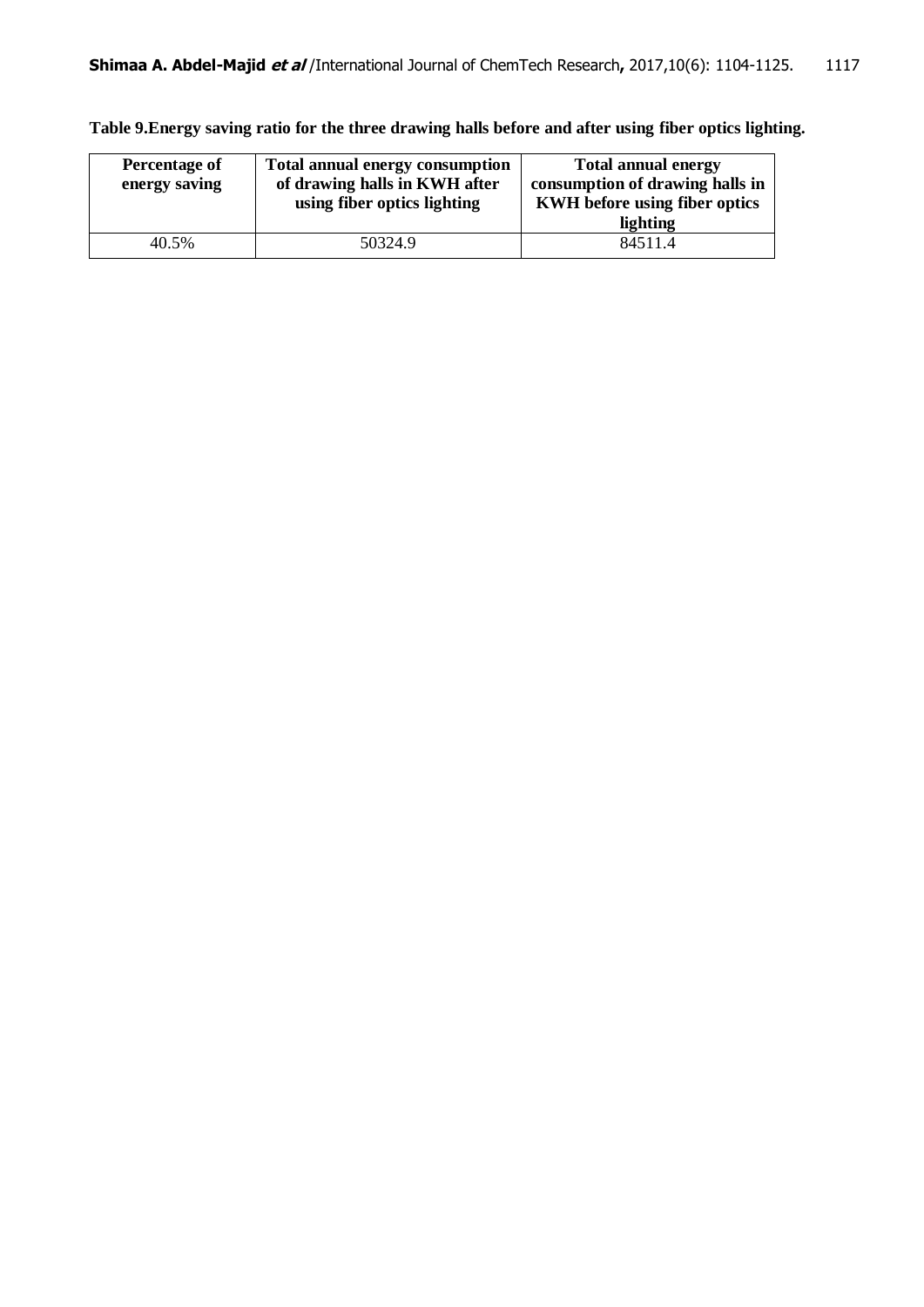**Table 9.Energy saving ratio for the three drawing halls before and after using fiber optics lighting.**

| Percentage of energy saving | Total annual energy consumption of drawing halls in KWH after using fiber optics lighting | Total annual energy consumption of drawing halls in KWH before using fiber optics lighting |
|---|---|---|
| 40.5% | 50324.9 | 84511.4 |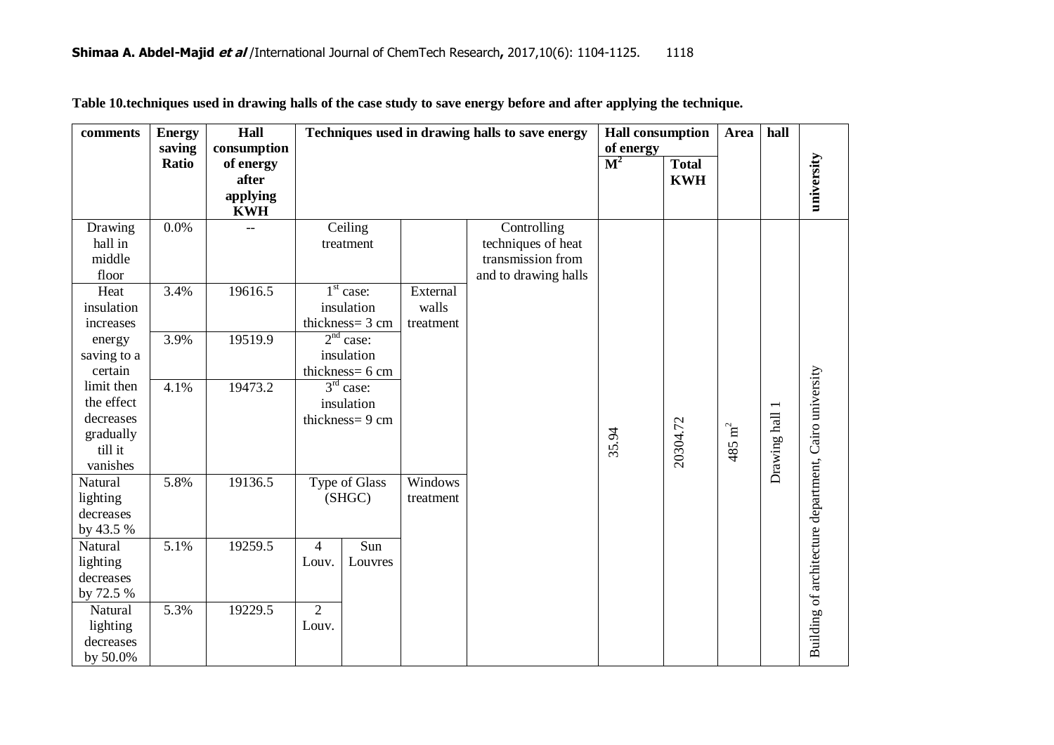**Table 10.techniques used in drawing halls of the case study to save energy before and after applying the technique.**

| comments | Energy saving Ratio | Hall consumption of energy after applying KWH | Techniques used in drawing halls to save energy | | | | Hall consumption of energy | | Area | hall | university |
|---|---|---|---|---|---|---|---|---|---|---|---|
| | | | | | | | $M^2$ | Total KWH | | | |
| Drawing hall in middle floor | 0.0% | -- | Ceiling treatment | | | Controlling techniques of heat transmission from and to drawing halls | 35.94 | 20304.72 | 485 $m^2$ | Drawing hall 1 | Building of architecture department, Cairo university |
| Heat insulation increases energy saving to a certain limit then the effect decreases gradually till it vanishes | 3.4% | 19616.5 | 1[st] case: insulation thickness= 3 cm | | External walls treatment | | | | | | |
| | 3.9% | 19519.9 | 2[nd] case: insulation thickness= 6 cm | | | | | | | | |
| | 4.1% | 19473.2 | 3[rd] case: insulation thickness= 9 cm | | | | | | | | |
| Natural lighting decreases by 43.5 % | 5.8% | 19136.5 | Type of Glass (SHGC) | | Windows treatment | | | | | | |
| Natural lighting decreases by 72.5 % | 5.1% | 19259.5 | 4 Louv. | Sun Louvres | | | | | | | |
| Natural lighting decreases by 50.0% | 5.3% | 19229.5 | 2 Louv. | | | | | | | | |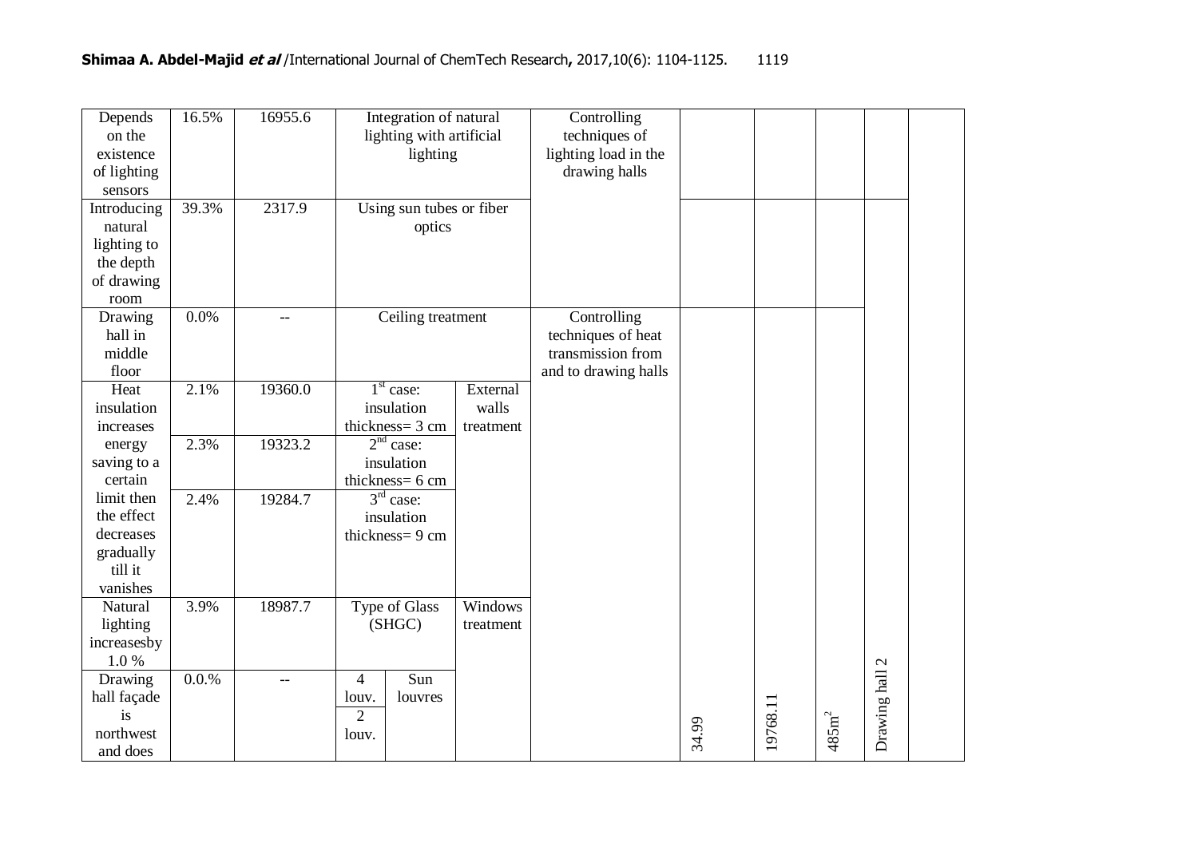| Depends on the existence of lighting sensors | 16.5% | 16955.6 | Integration of natural lighting with artificial lighting | | | Controlling techniques of lighting load in the drawing halls | | | | | |
|---|---|---|---|---|---|---|---|---|---|---|---|
| Introducing natural lighting to the depth of drawing room | 39.3% | 2317.9 | Using sun tubes or fiber optics | | | | | | | | |
| Drawing hall in middle floor | 0.0% | -- | Ceiling treatment | | | Controlling techniques of heat transmission from and to drawing halls | | | | | |
| Heat insulation increases energy saving to a certain limit then the effect decreases gradually till it vanishes | 2.1% | 19360.0 | 1st case: insulation thickness= 3 cm | | External walls treatment | | | | | | |
| | 2.3% | 19323.2 | 2nd case: insulation thickness= 6 cm | | | | | | | | |
| | 2.4% | 19284.7 | 3rd case: insulation thickness= 9 cm | | | | | | | | |
| Natural lighting increasesby 1.0 % | 3.9% | 18987.7 | Type of Glass (SHGC) | | Windows treatment | | | | | | |
| Drawing hall façade is northwest and does | 0.0.% | -- | 4 louv. 2 louv. | Sun louvres | | | 34.99 | 19768.11 | 485m$^2$ | Drawing hall 2 | |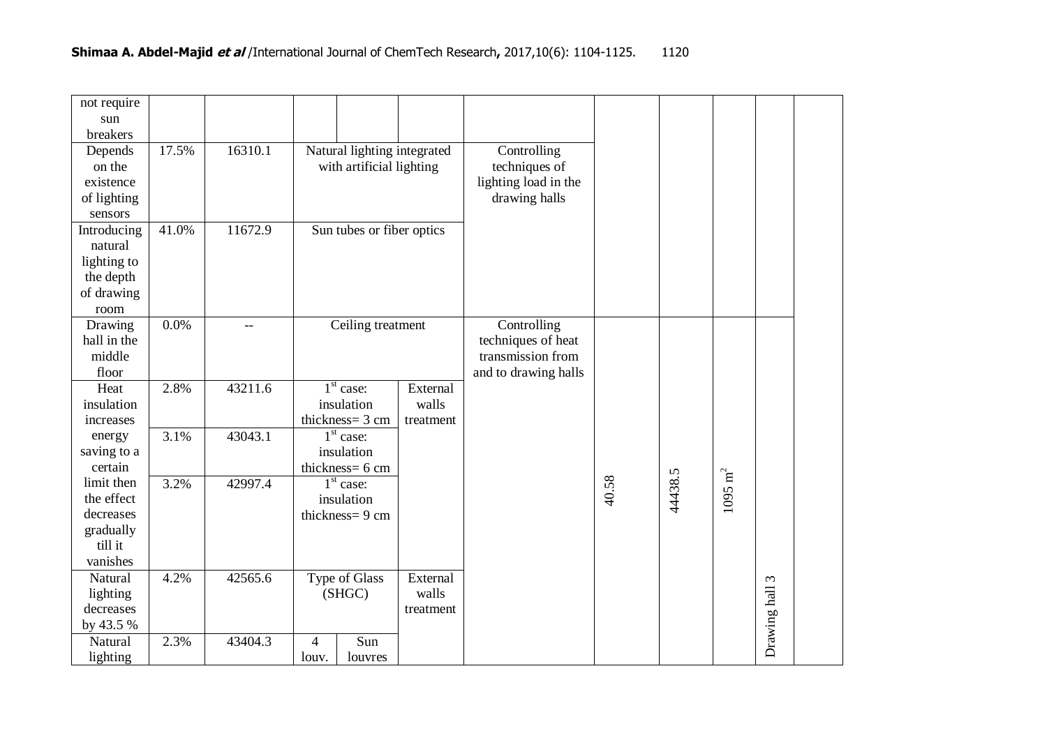| | | | | | | | | | | |
|---|---|---|---|---|---|---|---|---|---|---|
| not require sun breakers | | | | | | | | | | |
| Depends on the existence of lighting sensors | 17.5% | 16310.1 | Natural lighting integrated with artificial lighting | | | Controlling techniques of lighting load in the drawing halls | | | | |
| Introducing natural lighting to the depth of drawing room | 41.0% | 11672.9 | Sun tubes or fiber optics | | | | | | | |
| Drawing hall in the middle floor | 0.0% | -- | Ceiling treatment | | | Controlling techniques of heat transmission from and to drawing halls | 40.58 | 44438.5 | 1095 $m^2$ | Drawing hall 3 |
| Heat insulation increases energy saving to a certain limit then the effect decreases gradually till it vanishes | 2.8% | 43211.6 | 1[st] case: insulation thickness= 3 cm | | External walls treatment | | | | | |
| | 3.1% | 43043.1 | 1[st] case: insulation thickness= 6 cm | | | | | | | |
| | 3.2% | 42997.4 | 1[st] case: insulation thickness= 9 cm | | | | | | | |
| Natural lighting decreases by 43.5 % | 4.2% | 42565.6 | Type of Glass (SHGC) | | External walls treatment | | | | | |
| Natural lighting | 2.3% | 43404.3 | 4 louv. | Sun louvres | | | | | | |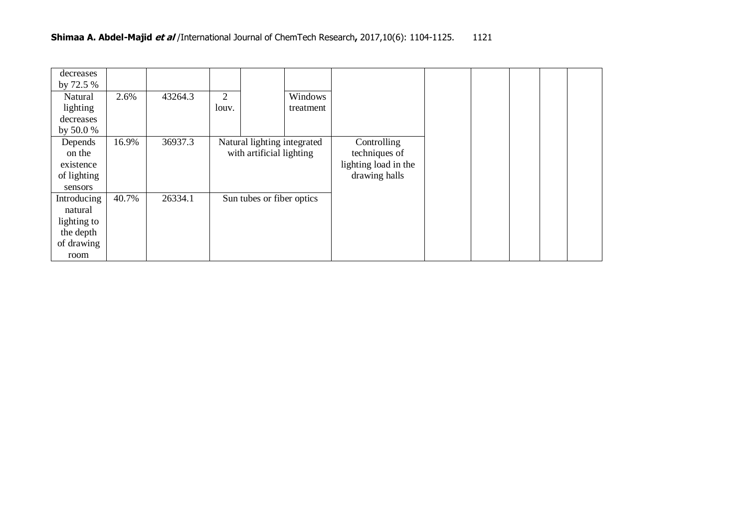| | | | | | | | | | | | | |
|---|---|---|---|---|---|---|---|---|---|---|---|---|
| decreases by 72.5 % | | | | | | | | | | | | |
| Natural lighting decreases by 50.0 % | 2.6% | 43264.3 | 2 louv. | | Windows treatment | | | | | | | |
| Depends on the existence of lighting sensors | 16.9% | 36937.3 | Natural lighting integrated with artificial lighting | | | Controlling techniques of lighting load in the drawing halls | | | | | | |
| Introducing natural lighting to the depth of drawing room | 40.7% | 26334.1 | Sun tubes or fiber optics | | | | | | | | | |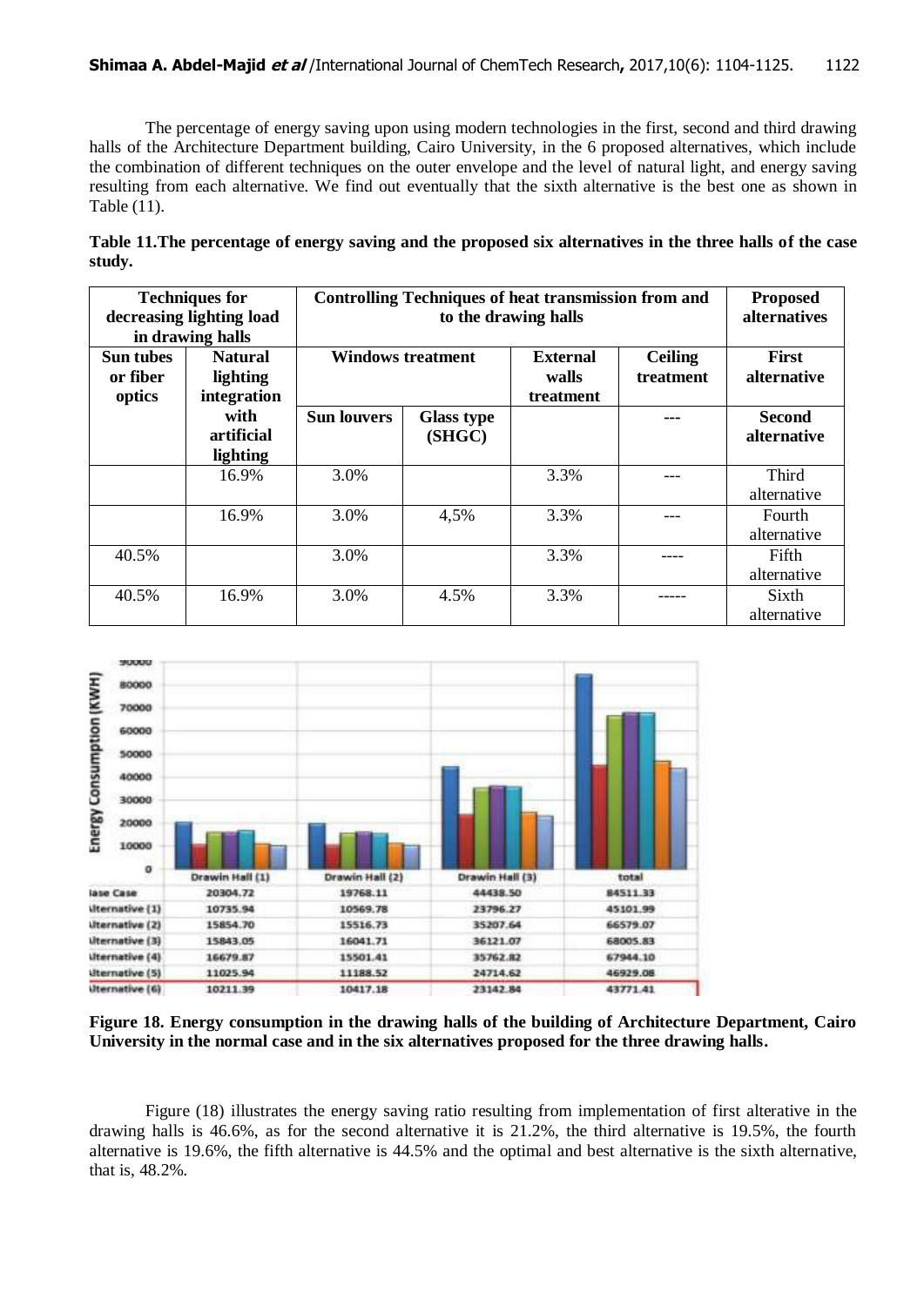The percentage of energy saving upon using modern technologies in the first, second and third drawing halls of the Architecture Department building, Cairo University, in the 6 proposed alternatives, which include the combination of different techniques on the outer envelope and the level of natural light, and energy saving resulting from each alternative. We find out eventually that the sixth alternative is the best one as shown in Table (11).

**Table 11.The percentage of energy saving and the proposed six alternatives in the three halls of the case study.**

| **Techniques for decreasing lighting load in drawing halls** | | **Controlling Techniques of heat transmission from and to the drawing halls** | | | | **Proposed alternatives** |
|---|---|---|---|---|---|---|
| **Sun tubes or fiber optics** | **Natural lighting integration with artificial lighting** | **Windows treatment** | | **External walls treatment** | **Ceiling treatment** | **First alternative** |
| | | **Sun louvers** | **Glass type (SHGC)** | | --- | **Second alternative** |
| | 16.9% | 3.0% | | 3.3% | --- | Third alternative |
| | 16.9% | 3.0% | 4,5% | 3.3% | --- | Fourth alternative |
| 40.5% | | 3.0% | | 3.3% | ---- | Fifth alternative |
| 40.5% | 16.9% | 3.0% | 4.5% | 3.3% | ----- | Sixth alternative |

| | Drawin Hall (1) | Drawin Hall (2) | Drawin Hall (3) | total |
|---|---|---|---|---|
| Base Case | 20304.72 | 19768.11 | 44438.50 | 84511.33 |
| Alternative (1) | 10735.94 | 10569.78 | 23796.27 | 45101.99 |
| Alternative (2) | 15854.70 | 15516.73 | 35207.64 | 66579.07 |
| Alternative (3) | 15843.05 | 16041.71 | 36121.07 | 68005.83 |
| Alternative (4) | 16679.87 | 15501.41 | 35762.82 | 67944.10 |
| Alternative (5) | 11025.94 | 11188.52 | 24714.62 | 46929.08 |
| Alternative (6) | 10211.39 | 10417.18 | 23142.84 | 43771.41 |

**Figure 18. Energy consumption in the drawing halls of the building of Architecture Department, Cairo University in the normal case and in the six alternatives proposed for the three drawing halls.**

Figure (18) illustrates the energy saving ratio resulting from implementation of first alterative in the drawing halls is 46.6%, as for the second alternative it is 21.2%, the third alternative is 19.5%, the fourth alternative is 19.6%, the fifth alternative is 44.5% and the optimal and best alternative is the sixth alternative, that is, 48.2%.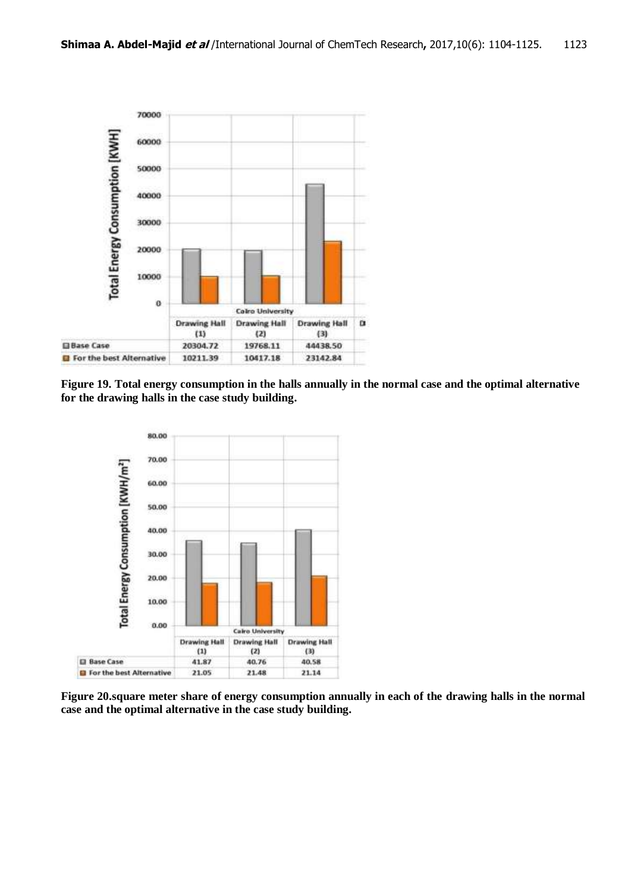| | Drawing Hall (1) | Drawing Hall (2) | Drawing Hall (3) |
|---|---|---|---|
| Base Case | 20304.72 | 19768.11 | 44438.50 |
| For the best Alternative | 10211.39 | 10417.18 | 23142.84 |

**Figure 19. Total energy consumption in the halls annually in the normal case and the optimal alternative for the drawing halls in the case study building.**

| | Drawing Hall (1) | Drawing Hall (2) | Drawing Hall (3) |
|---|---|---|---|
| Base Case | 41.87 | 40.76 | 40.58 |
| For the best Alternative | 21.05 | 21.48 | 21.14 |

**Figure 20.square meter share of energy consumption annually in each of the drawing halls in the normal case and the optimal alternative in the case study building.**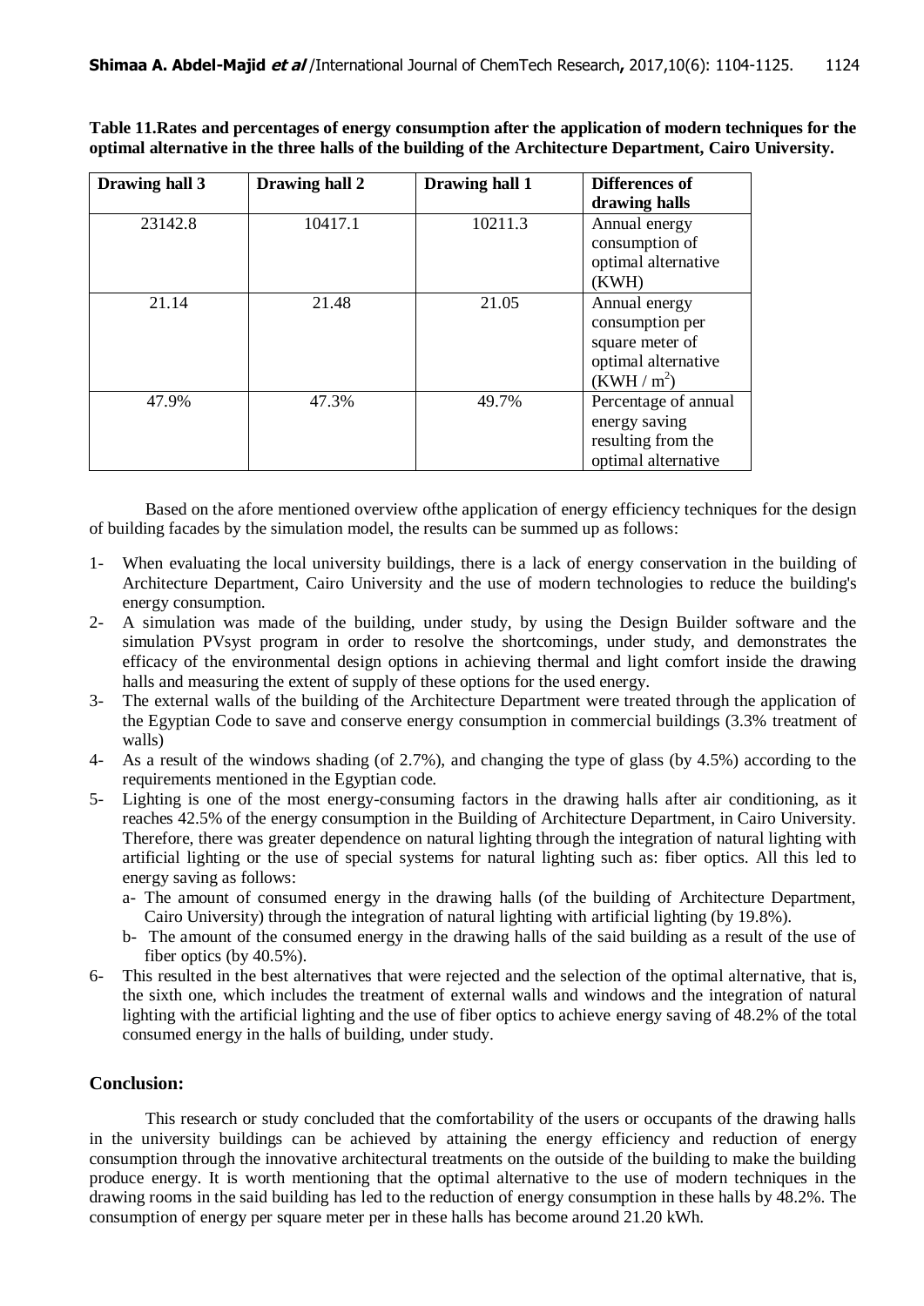**Table 11.Rates and percentages of energy consumption after the application of modern techniques for the optimal alternative in the three halls of the building of the Architecture Department, Cairo University.**

| Drawing hall 3 | Drawing hall 2 | Drawing hall 1 | Differences of drawing halls |
|---|---|---|---|
| 23142.8 | 10417.1 | 10211.3 | Annual energy consumption of optimal alternative (KWH) |
| 21.14 | 21.48 | 21.05 | Annual energy consumption per square meter of optimal alternative (KWH / $m^2$) |
| 47.9% | 47.3% | 49.7% | Percentage of annual energy saving resulting from the optimal alternative |

Based on the afore mentioned overview ofthe application of energy efficiency techniques for the design of building facades by the simulation model, the results can be summed up as follows:

1- When evaluating the local university buildings, there is a lack of energy conservation in the building of Architecture Department, Cairo University and the use of modern technologies to reduce the building's energy consumption.

2- A simulation was made of the building, under study, by using the Design Builder software and the simulation PVsyst program in order to resolve the shortcomings, under study, and demonstrates the efficacy of the environmental design options in achieving thermal and light comfort inside the drawing halls and measuring the extent of supply of these options for the used energy.

3- The external walls of the building of the Architecture Department were treated through the application of the Egyptian Code to save and conserve energy consumption in commercial buildings (3.3% treatment of walls)

4- As a result of the windows shading (of 2.7%), and changing the type of glass (by 4.5%) according to the requirements mentioned in the Egyptian code.

5- Lighting is one of the most energy-consuming factors in the drawing halls after air conditioning, as it reaches 42.5% of the energy consumption in the Building of Architecture Department, in Cairo University. Therefore, there was greater dependence on natural lighting through the integration of natural lighting with artificial lighting or the use of special systems for natural lighting such as: fiber optics. All this led to energy saving as follows:
   a- The amount of consumed energy in the drawing halls (of the building of Architecture Department, Cairo University) through the integration of natural lighting with artificial lighting (by 19.8%).
   b- The amount of the consumed energy in the drawing halls of the said building as a result of the use of fiber optics (by 40.5%).

6- This resulted in the best alternatives that were rejected and the selection of the optimal alternative, that is, the sixth one, which includes the treatment of external walls and windows and the integration of natural lighting with the artificial lighting and the use of fiber optics to achieve energy saving of 48.2% of the total consumed energy in the halls of building, under study.

## Conclusion:

This research or study concluded that the comfortability of the users or occupants of the drawing halls in the university buildings can be achieved by attaining the energy efficiency and reduction of energy consumption through the innovative architectural treatments on the outside of the building to make the building produce energy. It is worth mentioning that the optimal alternative to the use of modern techniques in the drawing rooms in the said building has led to the reduction of energy consumption in these halls by 48.2%. The consumption of energy per square meter per in these halls has become around 21.20 kWh.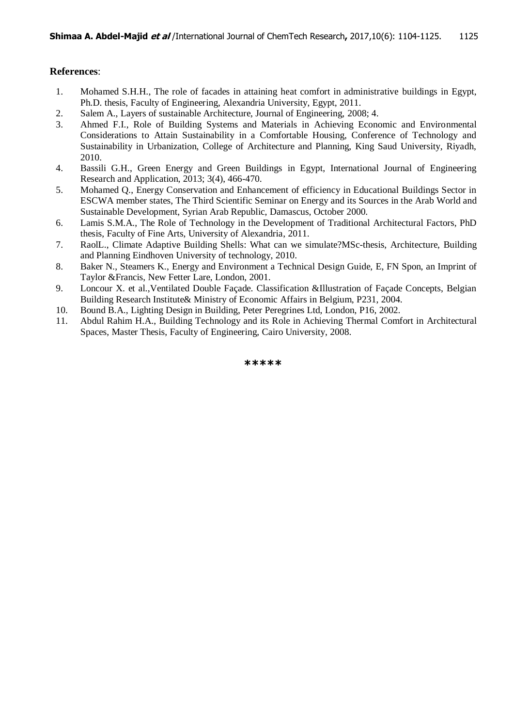**References**:

1. Mohamed S.H.H., The role of facades in attaining heat comfort in administrative buildings in Egypt, Ph.D. thesis, Faculty of Engineering, Alexandria University, Egypt, 2011.
2. Salem A., Layers of sustainable Architecture, Journal of Engineering, 2008; 4.
3. Ahmed F.I., Role of Building Systems and Materials in Achieving Economic and Environmental Considerations to Attain Sustainability in a Comfortable Housing, Conference of Technology and Sustainability in Urbanization, College of Architecture and Planning, King Saud University, Riyadh, 2010.
4. Bassili G.H., Green Energy and Green Buildings in Egypt, International Journal of Engineering Research and Application, 2013; 3(4), 466-470.
5. Mohamed Q., Energy Conservation and Enhancement of efficiency in Educational Buildings Sector in ESCWA member states, The Third Scientific Seminar on Energy and its Sources in the Arab World and Sustainable Development, Syrian Arab Republic, Damascus, October 2000.
6. Lamis S.M.A., The Role of Technology in the Development of Traditional Architectural Factors, PhD thesis, Faculty of Fine Arts, University of Alexandria, 2011.
7. RaolL., Climate Adaptive Building Shells: What can we simulate?MSc-thesis, Architecture, Building and Planning Eindhoven University of technology, 2010.
8. Baker N., Steamers K., Energy and Environment a Technical Design Guide, E, FN Spon, an Imprint of Taylor &Francis, New Fetter Lare, London, 2001.
9. Loncour X. et al.,Ventilated Double Façade. Classification &Illustration of Façade Concepts, Belgian Building Research Institute& Ministry of Economic Affairs in Belgium, P231, 2004.
10. Bound B.A., Lighting Design in Building, Peter Peregrines Ltd, London, P16, 2002.
11. Abdul Rahim H.A., Building Technology and its Role in Achieving Thermal Comfort in Architectural Spaces, Master Thesis, Faculty of Engineering, Cairo University, 2008.

*****